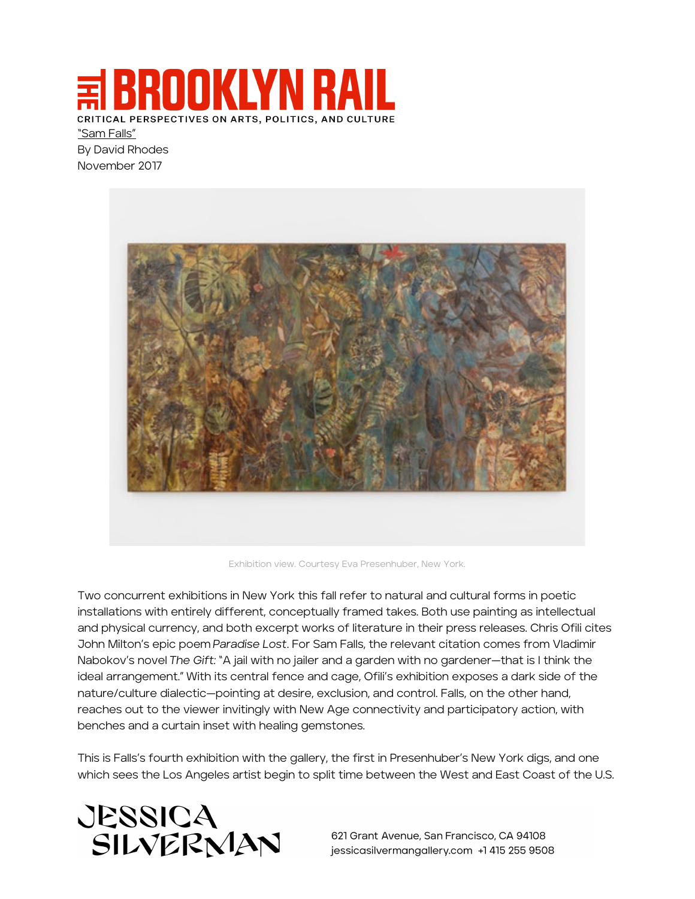# THE BROOKLYN RAIL

CRITICAL PERSPECTIVES ON ARTS, POLITICS, AND CULTURE

"Sam Falls"
By David Rhodes
November 2017

Exhibition view. Courtesy Eva Presenhuber, New York.

Two concurrent exhibitions in New York this fall refer to natural and cultural forms in poetic installations with entirely different, conceptually framed takes. Both use painting as intellectual and physical currency, and both excerpt works of literature in their press releases. Chris Ofili cites John Milton's epic poem *Paradise Lost*. For Sam Falls, the relevant citation comes from Vladimir Nabokov's novel *The Gift*: "A jail with no jailer and a garden with no gardener—that is I think the ideal arrangement." With its central fence and cage, Ofili's exhibition exposes a dark side of the nature/culture dialectic—pointing at desire, exclusion, and control. Falls, on the other hand, reaches out to the viewer invitingly with New Age connectivity and participatory action, with benches and a curtain inset with healing gemstones.

This is Falls's fourth exhibition with the gallery, the first in Presenhuber's New York digs, and one which sees the Los Angeles artist begin to split time between the West and East Coast of the U.S.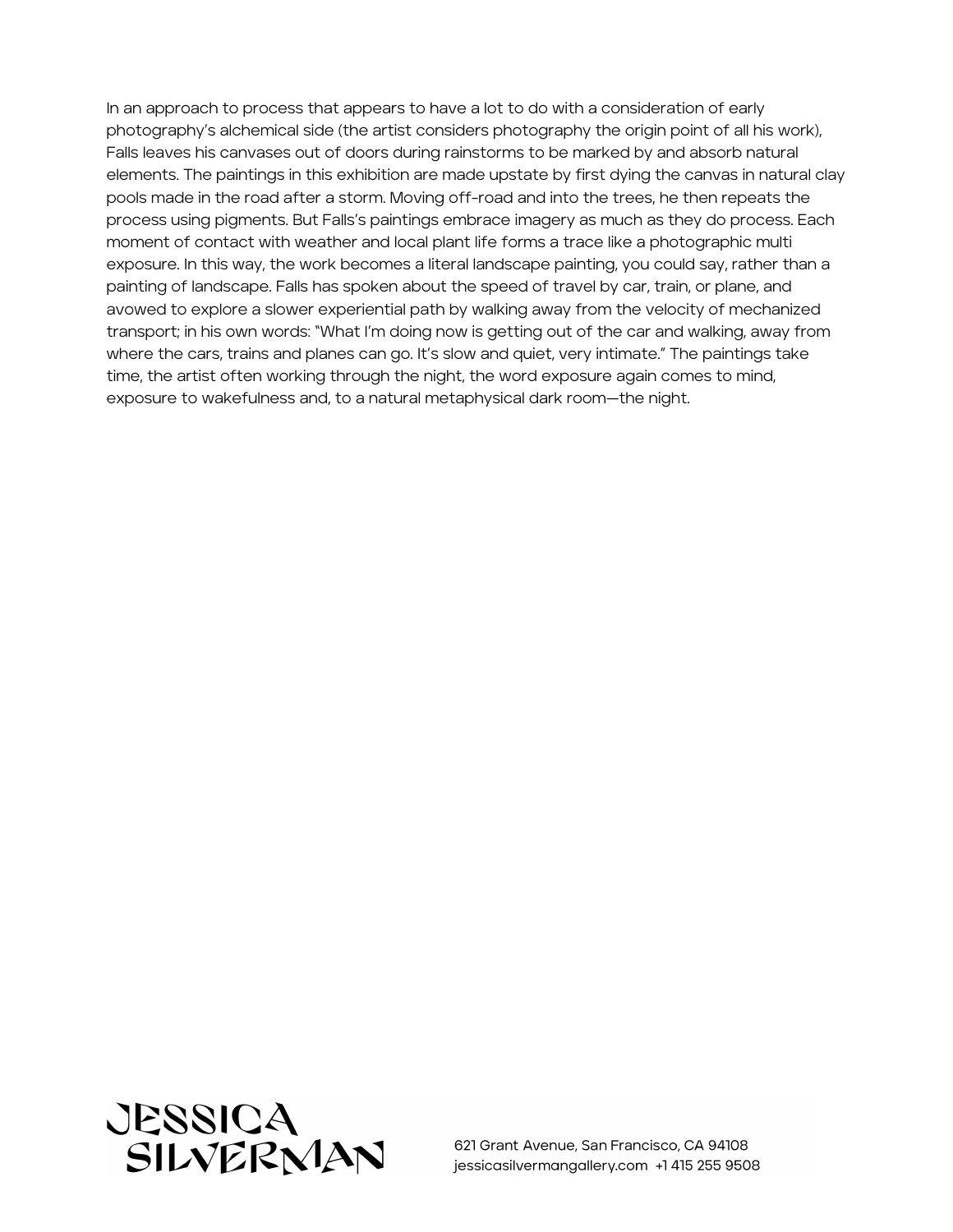In an approach to process that appears to have a lot to do with a consideration of early photography's alchemical side (the artist considers photography the origin point of all his work), Falls leaves his canvases out of doors during rainstorms to be marked by and absorb natural elements. The paintings in this exhibition are made upstate by first dying the canvas in natural clay pools made in the road after a storm. Moving off-road and into the trees, he then repeats the process using pigments. But Falls's paintings embrace imagery as much as they do process. Each moment of contact with weather and local plant life forms a trace like a photographic multi exposure. In this way, the work becomes a literal landscape painting, you could say, rather than a painting of landscape. Falls has spoken about the speed of travel by car, train, or plane, and avowed to explore a slower experiential path by walking away from the velocity of mechanized transport; in his own words: "What I'm doing now is getting out of the car and walking, away from where the cars, trains and planes can go. It's slow and quiet, very intimate." The paintings take time, the artist often working through the night, the word exposure again comes to mind, exposure to wakefulness and, to a natural metaphysical dark room—the night.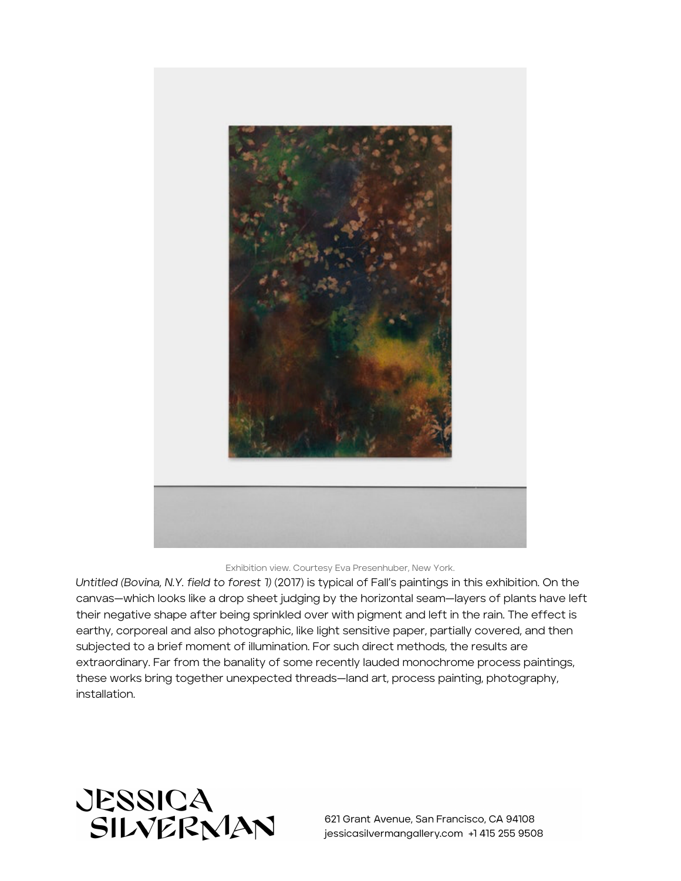Exhibition view. Courtesy Eva Presenhuber, New York.

*Untitled (Bovina, N.Y. field to forest 1)* (2017) is typical of Fall's paintings in this exhibition. On the canvas—which looks like a drop sheet judging by the horizontal seam—layers of plants have left their negative shape after being sprinkled over with pigment and left in the rain. The effect is earthy, corporeal and also photographic, like light sensitive paper, partially covered, and then subjected to a brief moment of illumination. For such direct methods, the results are extraordinary. Far from the banality of some recently lauded monochrome process paintings, these works bring together unexpected threads—land art, process painting, photography, installation.